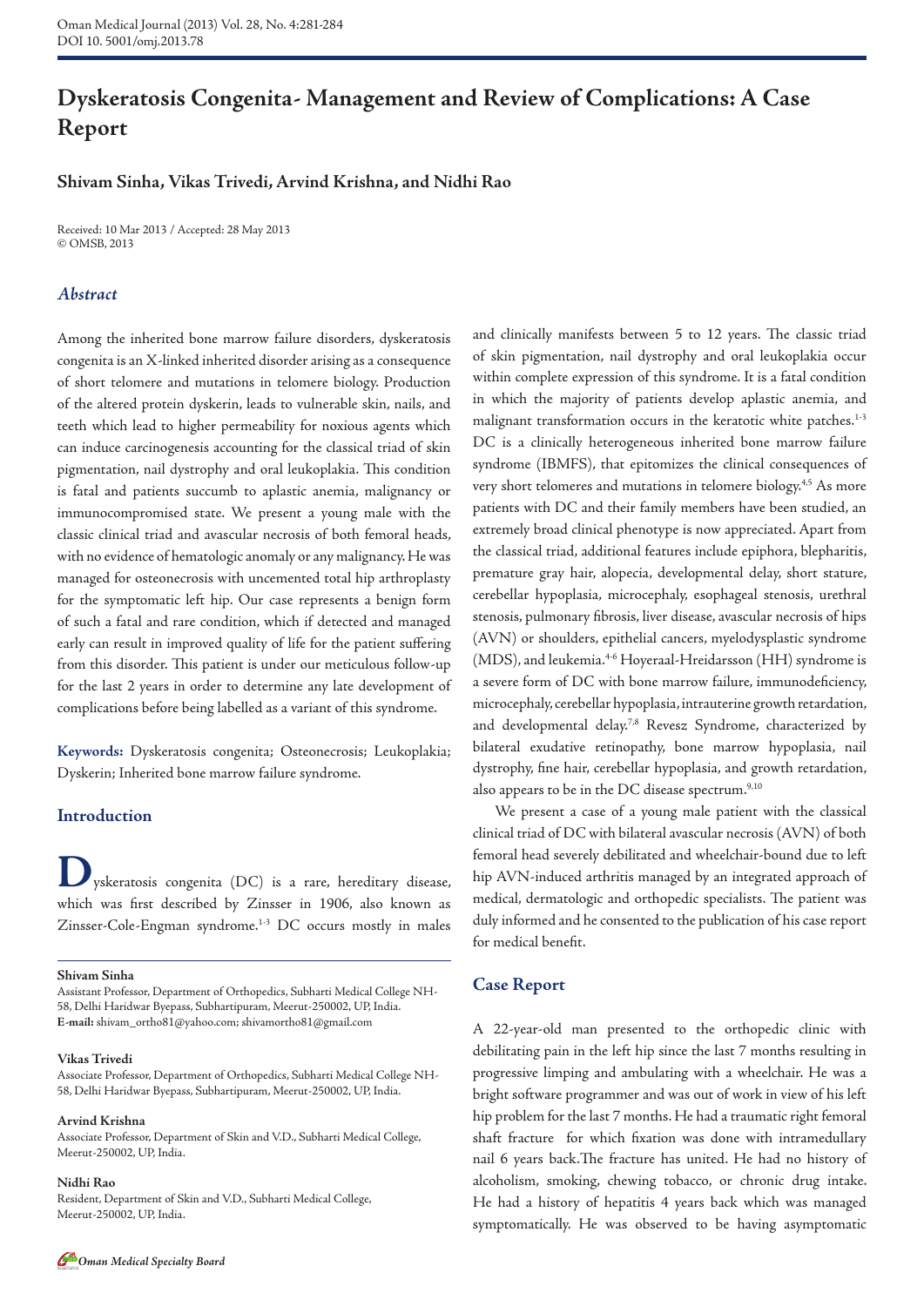# Dyskeratosis Congenita- Management and Review of Complications: A Case Report

**Shivam Sinha, Vikas Trivedi, Arvind Krishna, and Nidhi Rao**

Received: 10 Mar 2013 / Accepted: 28 May 2013
© OMSB, 2013

## *Abstract*

Among the inherited bone marrow failure disorders, dyskeratosis congenita is an X-linked inherited disorder arising as a consequence of short telomere and mutations in telomere biology. Production of the altered protein dyskerin, leads to vulnerable skin, nails, and teeth which lead to higher permeability for noxious agents which can induce carcinogenesis accounting for the classical triad of skin pigmentation, nail dystrophy and oral leukoplakia. This condition is fatal and patients succumb to aplastic anemia, malignancy or immunocompromised state. We present a young male with the classic clinical triad and avascular necrosis of both femoral heads, with no evidence of hematologic anomaly or any malignancy. He was managed for osteonecrosis with uncemented total hip arthroplasty for the symptomatic left hip. Our case represents a benign form of such a fatal and rare condition, which if detected and managed early can result in improved quality of life for the patient suffering from this disorder. This patient is under our meticulous follow-up for the last 2 years in order to determine any late development of complications before being labelled as a variant of this syndrome.

**Keywords:** Dyskeratosis congenita; Osteonecrosis; Leukoplakia; Dyskerin; Inherited bone marrow failure syndrome.

## Introduction

Dyskeratosis congenita (DC) is a rare, hereditary disease, which was first described by Zinsser in 1906, also known as Zinsser-Cole-Engman syndrome.[1-3] DC occurs mostly in males and clinically manifests between 5 to 12 years. The classic triad of skin pigmentation, nail dystrophy and oral leukoplakia occur within complete expression of this syndrome. It is a fatal condition in which the majority of patients develop aplastic anemia, and malignant transformation occurs in the keratotic white patches.[1-3] DC is a clinically heterogeneous inherited bone marrow failure syndrome (IBMFS), that epitomizes the clinical consequences of very short telomeres and mutations in telomere biology.[4,5] As more patients with DC and their family members have been studied, an extremely broad clinical phenotype is now appreciated. Apart from the classical triad, additional features include epiphora, blepharitis, premature gray hair, alopecia, developmental delay, short stature, cerebellar hypoplasia, microcephaly, esophageal stenosis, urethral stenosis, pulmonary fibrosis, liver disease, avascular necrosis of hips (AVN) or shoulders, epithelial cancers, myelodysplastic syndrome (MDS), and leukemia.[4-6] Hoyeraal-Hreidarsson (HH) syndrome is a severe form of DC with bone marrow failure, immunodeficiency, microcephaly, cerebellar hypoplasia, intrauterine growth retardation, and developmental delay.[7,8] Revesz Syndrome, characterized by bilateral exudative retinopathy, bone marrow hypoplasia, nail dystrophy, fine hair, cerebellar hypoplasia, and growth retardation, also appears to be in the DC disease spectrum.[9,10]

We present a case of a young male patient with the classical clinical triad of DC with bilateral avascular necrosis (AVN) of both femoral head severely debilitated and wheelchair-bound due to left hip AVN-induced arthritis managed by an integrated approach of medical, dermatologic and orthopedic specialists. The patient was duly informed and he consented to the publication of his case report for medical benefit.

## Case Report

A 22-year-old man presented to the orthopedic clinic with debilitating pain in the left hip since the last 7 months resulting in progressive limping and ambulating with a wheelchair. He was a bright software programmer and was out of work in view of his left hip problem for the last 7 months. He had a traumatic right femoral shaft fracture for which fixation was done with intramedullary nail 6 years back.The fracture has united. He had no history of alcoholism, smoking, chewing tobacco, or chronic drug intake. He had a history of hepatitis 4 years back which was managed symptomatically. He was observed to be having asymptomatic

**Shivam Sinha**
Assistant Professor, Department of Orthopedics, Subharti Medical College NH-58, Delhi Haridwar Byepass, Subhartipuram, Meerut-250002, UP, India.
**E-mail:** shivam_ortho81@yahoo.com; shivamortho81@gmail.com

**Vikas Trivedi**
Associate Professor, Department of Orthopedics, Subharti Medical College NH-58, Delhi Haridwar Byepass, Subhartipuram, Meerut-250002, UP, India.

**Arvind Krishna**
Associate Professor, Department of Skin and V.D., Subharti Medical College, Meerut-250002, UP, India.

**Nidhi Rao**
Resident, Department of Skin and V.D., Subharti Medical College, Meerut-250002, UP, India.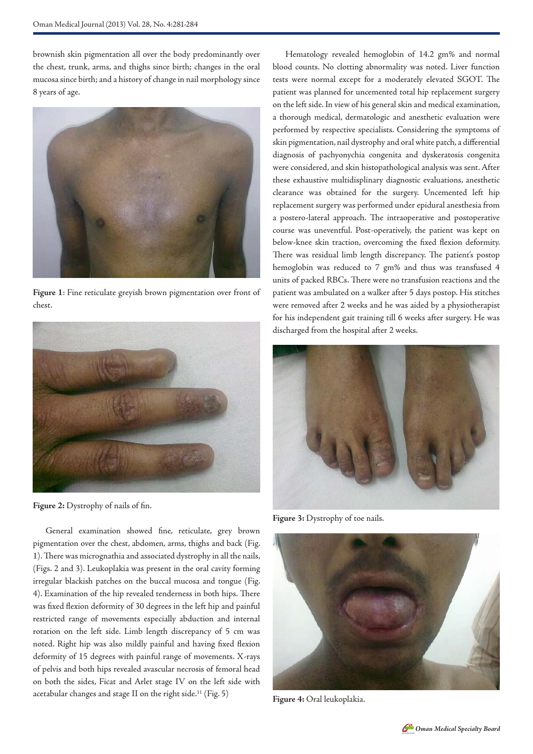brownish skin pigmentation all over the body predominantly over the chest, trunk, arms, and thighs since birth; changes in the oral mucosa since birth; and a history of change in nail morphology since 8 years of age.

**Figure 1**: Fine reticulate greyish brown pigmentation over front of chest.

**Figure 2:** Dystrophy of nails of fin.

General examination showed fine, reticulate, grey brown pigmentation over the chest, abdomen, arms, thighs and back (Fig. 1). There was micrognathia and associated dystrophy in all the nails, (Figs. 2 and 3). Leukoplakia was present in the oral cavity forming irregular blackish patches on the buccal mucosa and tongue (Fig. 4). Examination of the hip revealed tenderness in both hips. There was fixed flexion deformity of 30 degrees in the left hip and painful restricted range of movements especially abduction and internal rotation on the left side. Limb length discrepancy of 5 cm was noted. Right hip was also mildly painful and having fixed flexion deformity of 15 degrees with painful range of movements. X-rays of pelvis and both hips revealed avascular necrosis of femoral head on both the sides, Ficat and Arlet stage IV on the left side with acetabular changes and stage II on the right side.[11] (Fig. 5)

Hematology revealed hemoglobin of 14.2 gm% and normal blood counts. No clotting abnormality was noted. Liver function tests were normal except for a moderately elevated SGOT. The patient was planned for uncemented total hip replacement surgery on the left side. In view of his general skin and medical examination, a thorough medical, dermatologic and anesthetic evaluation were performed by respective specialists. Considering the symptoms of skin pigmentation, nail dystrophy and oral white patch, a differential diagnosis of pachyonychia congenita and dyskeratosis congenita were considered, and skin histopathological analysis was sent. After these exhaustive multidisplinary diagnostic evaluations, anesthetic clearance was obtained for the surgery. Uncemented left hip replacement surgery was performed under epidural anesthesia from a postero-lateral approach. The intraoperative and postoperative course was uneventful. Post-operatively, the patient was kept on below-knee skin traction, overcoming the fixed flexion deformity. There was residual limb length discrepancy. The patient's postop hemoglobin was reduced to 7 gm% and thus was transfused 4 units of packed RBCs. There were no transfusion reactions and the patient was ambulated on a walker after 5 days postop. His stitches were removed after 2 weeks and he was aided by a physiotherapist for his independent gait training till 6 weeks after surgery. He was discharged from the hospital after 2 weeks.

**Figure 3:** Dystrophy of toe nails.

**Figure 4:** Oral leukoplakia.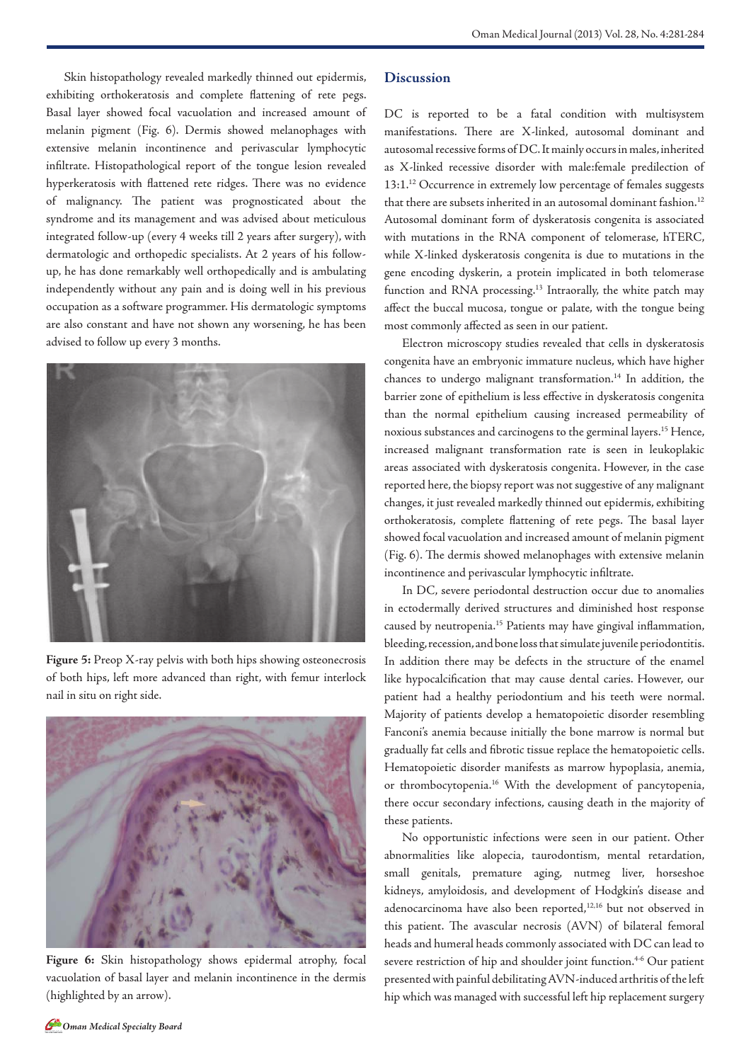Skin histopathology revealed markedly thinned out epidermis, exhibiting orthokeratosis and complete flattening of rete pegs. Basal layer showed focal vacuolation and increased amount of melanin pigment (Fig. 6). Dermis showed melanophages with extensive melanin incontinence and perivascular lymphocytic infiltrate. Histopathological report of the tongue lesion revealed hyperkeratosis with flattened rete ridges. There was no evidence of malignancy. The patient was prognosticated about the syndrome and its management and was advised about meticulous integrated follow-up (every 4 weeks till 2 years after surgery), with dermatologic and orthopedic specialists. At 2 years of his follow-up, he has done remarkably well orthopedically and is ambulating independently without any pain and is doing well in his previous occupation as a software programmer. His dermatologic symptoms are also constant and have not shown any worsening, he has been advised to follow up every 3 months.

**Figure 5:** Preop X-ray pelvis with both hips showing osteonecrosis of both hips, left more advanced than right, with femur interlock nail in situ on right side.

**Figure 6:** Skin histopathology shows epidermal atrophy, focal vacuolation of basal layer and melanin incontinence in the dermis (highlighted by an arrow).

## Discussion

DC is reported to be a fatal condition with multisystem manifestations. There are X-linked, autosomal dominant and autosomal recessive forms of DC. It mainly occurs in males, inherited as X-linked recessive disorder with male:female predilection of 13:1.[12] Occurrence in extremely low percentage of females suggests that there are subsets inherited in an autosomal dominant fashion.[12] Autosomal dominant form of dyskeratosis congenita is associated with mutations in the RNA component of telomerase, hTERC, while X-linked dyskeratosis congenita is due to mutations in the gene encoding dyskerin, a protein implicated in both telomerase function and RNA processing.[13] Intraorally, the white patch may affect the buccal mucosa, tongue or palate, with the tongue being most commonly affected as seen in our patient.

Electron microscopy studies revealed that cells in dyskeratosis congenita have an embryonic immature nucleus, which have higher chances to undergo malignant transformation.[14] In addition, the barrier zone of epithelium is less effective in dyskeratosis congenita than the normal epithelium causing increased permeability of noxious substances and carcinogens to the germinal layers.[15] Hence, increased malignant transformation rate is seen in leukoplakic areas associated with dyskeratosis congenita. However, in the case reported here, the biopsy report was not suggestive of any malignant changes, it just revealed markedly thinned out epidermis, exhibiting orthokeratosis, complete flattening of rete pegs. The basal layer showed focal vacuolation and increased amount of melanin pigment (Fig. 6). The dermis showed melanophages with extensive melanin incontinence and perivascular lymphocytic infiltrate.

In DC, severe periodontal destruction occur due to anomalies in ectodermally derived structures and diminished host response caused by neutropenia.[15] Patients may have gingival inflammation, bleeding, recession, and bone loss that simulate juvenile periodontitis. In addition there may be defects in the structure of the enamel like hypocalcification that may cause dental caries. However, our patient had a healthy periodontium and his teeth were normal. Majority of patients develop a hematopoietic disorder resembling Fanconi's anemia because initially the bone marrow is normal but gradually fat cells and fibrotic tissue replace the hematopoietic cells. Hematopoietic disorder manifests as marrow hypoplasia, anemia, or thrombocytopenia.[16] With the development of pancytopenia, there occur secondary infections, causing death in the majority of these patients.

No opportunistic infections were seen in our patient. Other abnormalities like alopecia, taurodontism, mental retardation, small genitals, premature aging, nutmeg liver, horseshoe kidneys, amyloidosis, and development of Hodgkin's disease and adenocarcinoma have also been reported,[12,16] but not observed in this patient. The avascular necrosis (AVN) of bilateral femoral heads and humeral heads commonly associated with DC can lead to severe restriction of hip and shoulder joint function.[4-6] Our patient presented with painful debilitating AVN-induced arthritis of the left hip which was managed with successful left hip replacement surgery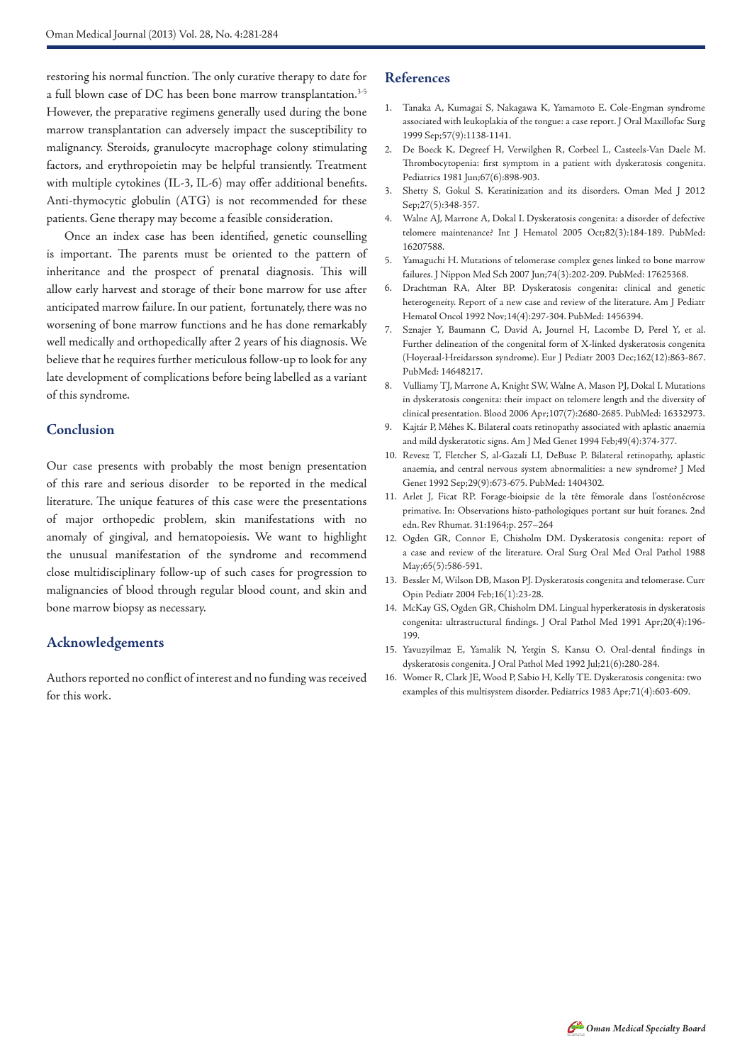restoring his normal function. The only curative therapy to date for a full blown case of DC has been bone marrow transplantation.[3-5] However, the preparative regimens generally used during the bone marrow transplantation can adversely impact the susceptibility to malignancy. Steroids, granulocyte macrophage colony stimulating factors, and erythropoietin may be helpful transiently. Treatment with multiple cytokines (IL-3, IL-6) may offer additional benefits. Anti-thymocytic globulin (ATG) is not recommended for these patients. Gene therapy may become a feasible consideration.

Once an index case has been identified, genetic counselling is important. The parents must be oriented to the pattern of inheritance and the prospect of prenatal diagnosis. This will allow early harvest and storage of their bone marrow for use after anticipated marrow failure. In our patient, fortunately, there was no worsening of bone marrow functions and he has done remarkably well medically and orthopedically after 2 years of his diagnosis. We believe that he requires further meticulous follow-up to look for any late development of complications before being labelled as a variant of this syndrome.

## Conclusion

Our case presents with probably the most benign presentation of this rare and serious disorder to be reported in the medical literature. The unique features of this case were the presentations of major orthopedic problem, skin manifestations with no anomaly of gingival, and hematopoiesis. We want to highlight the unusual manifestation of the syndrome and recommend close multidisciplinary follow-up of such cases for progression to malignancies of blood through regular blood count, and skin and bone marrow biopsy as necessary.

## Acknowledgements

Authors reported no conflict of interest and no funding was received for this work.

## References

1. Tanaka A, Kumagai S, Nakagawa K, Yamamoto E. Cole-Engman syndrome associated with leukoplakia of the tongue: a case report. J Oral Maxillofac Surg 1999 Sep;57(9):1138-1141.
2. De Boeck K, Degreef H, Verwilghen R, Corbeel L, Casteels-Van Daele M. Thrombocytopenia: first symptom in a patient with dyskeratosis congenita. Pediatrics 1981 Jun;67(6):898-903.
3. Shetty S, Gokul S. Keratinization and its disorders. Oman Med J 2012 Sep;27(5):348-357.
4. Walne AJ, Marrone A, Dokal I. Dyskeratosis congenita: a disorder of defective telomere maintenance? Int J Hematol 2005 Oct;82(3):184-189. PubMed: 16207588.
5. Yamaguchi H. Mutations of telomerase complex genes linked to bone marrow failures. J Nippon Med Sch 2007 Jun;74(3):202-209. PubMed: 17625368.
6. Drachtman RA, Alter BP. Dyskeratosis congenita: clinical and genetic heterogeneity. Report of a new case and review of the literature. Am J Pediatr Hematol Oncol 1992 Nov;14(4):297-304. PubMed: 1456394.
7. Sznajer Y, Baumann C, David A, Journel H, Lacombe D, Perel Y, et al. Further delineation of the congenital form of X-linked dyskeratosis congenita (Hoyeraal-Hreidarsson syndrome). Eur J Pediatr 2003 Dec;162(12):863-867. PubMed: 14648217.
8. Vulliamy TJ, Marrone A, Knight SW, Walne A, Mason PJ, Dokal I. Mutations in dyskeratosis congenita: their impact on telomere length and the diversity of clinical presentation. Blood 2006 Apr;107(7):2680-2685. PubMed: 16332973.
9. Kajtár P, Méhes K. Bilateral coats retinopathy associated with aplastic anaemia and mild dyskeratotic signs. Am J Med Genet 1994 Feb;49(4):374-377.
10. Revesz T, Fletcher S, al-Gazali LI, DeBuse P. Bilateral retinopathy, aplastic anaemia, and central nervous system abnormalities: a new syndrome? J Med Genet 1992 Sep;29(9):673-675. PubMed: 1404302.
11. Arlet J, Ficat RP. Forage-bioipsie de la tête fémorale dans l'ostéonécrose primative. In: Observations histo-pathologiques portant sur huit foranes. 2nd edn. Rev Rhumat. 31:1964;p. 257–264
12. Ogden GR, Connor E, Chisholm DM. Dyskeratosis congenita: report of a case and review of the literature. Oral Surg Oral Med Oral Pathol 1988 May;65(5):586-591.
13. Bessler M, Wilson DB, Mason PJ. Dyskeratosis congenita and telomerase. Curr Opin Pediatr 2004 Feb;16(1):23-28.
14. McKay GS, Ogden GR, Chisholm DM. Lingual hyperkeratosis in dyskeratosis congenita: ultrastructural findings. J Oral Pathol Med 1991 Apr;20(4):196-199.
15. Yavuzyilmaz E, Yamalik N, Yetgin S, Kansu O. Oral-dental findings in dyskeratosis congenita. J Oral Pathol Med 1992 Jul;21(6):280-284.
16. Womer R, Clark JE, Wood P, Sabio H, Kelly TE. Dyskeratosis congenita: two examples of this multisystem disorder. Pediatrics 1983 Apr;71(4):603-609.